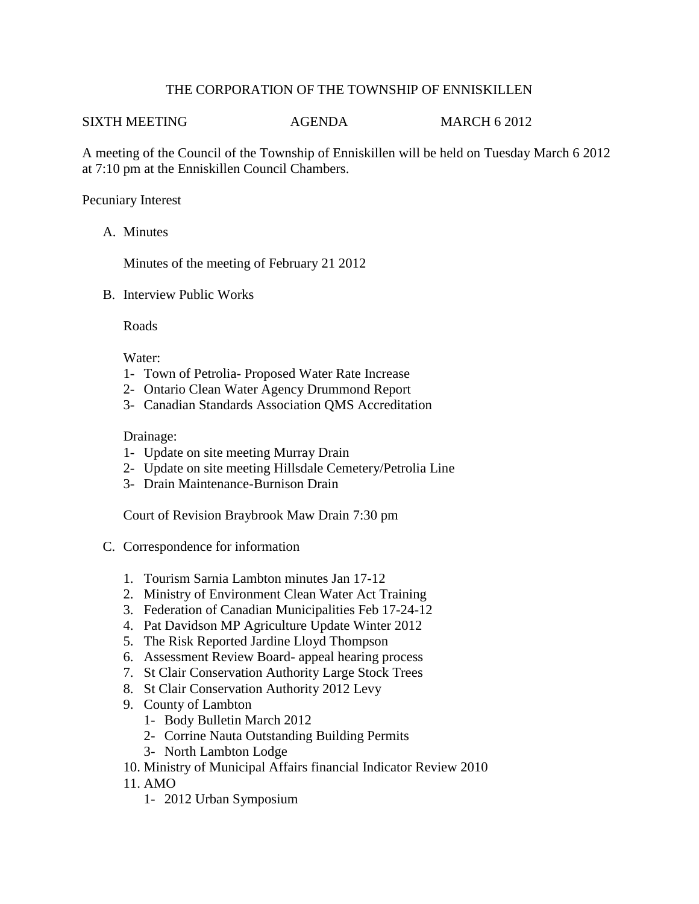# THE CORPORATION OF THE TOWNSHIP OF ENNISKILLEN

SIXTH MEETING AGENDA MARCH 6 2012

A meeting of the Council of the Township of Enniskillen will be held on Tuesday March 6 2012 at 7:10 pm at the Enniskillen Council Chambers.

Pecuniary Interest

A. Minutes

   Minutes of the meeting of February 21 2012

B. Interview Public Works

   Roads

   Water:
   1- Town of Petrolia- Proposed Water Rate Increase
   2- Ontario Clean Water Agency Drummond Report
   3- Canadian Standards Association QMS Accreditation

   Drainage:
   1- Update on site meeting Murray Drain
   2- Update on site meeting Hillsdale Cemetery/Petrolia Line
   3- Drain Maintenance-Burnison Drain

   Court of Revision Braybrook Maw Drain 7:30 pm

C. Correspondence for information

   1. Tourism Sarnia Lambton minutes Jan 17-12
   2. Ministry of Environment Clean Water Act Training
   3. Federation of Canadian Municipalities Feb 17-24-12
   4. Pat Davidson MP Agriculture Update Winter 2012
   5. The Risk Reported Jardine Lloyd Thompson
   6. Assessment Review Board- appeal hearing process
   7. St Clair Conservation Authority Large Stock Trees
   8. St Clair Conservation Authority 2012 Levy
   9. County of Lambton
      1- Body Bulletin March 2012
      2- Corrine Nauta Outstanding Building Permits
      3- North Lambton Lodge
   10. Ministry of Municipal Affairs financial Indicator Review 2010
   11. AMO
      1- 2012 Urban Symposium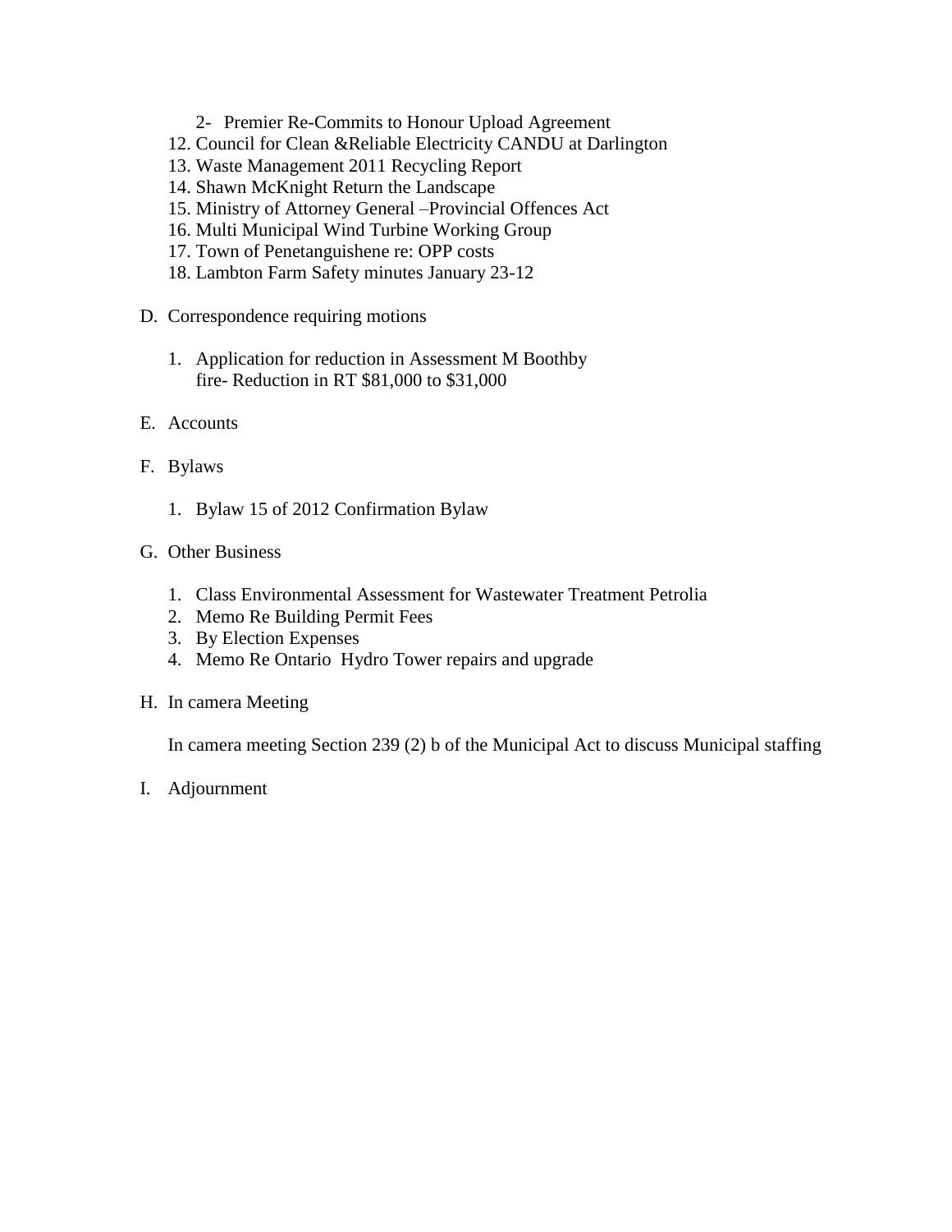2- Premier Re-Commits to Honour Upload Agreement

12. Council for Clean &Reliable Electricity CANDU at Darlington
13. Waste Management 2011 Recycling Report
14. Shawn McKnight Return the Landscape
15. Ministry of Attorney General –Provincial Offences Act
16. Multi Municipal Wind Turbine Working Group
17. Town of Penetanguishene re: OPP costs
18. Lambton Farm Safety minutes January 23-12

D. Correspondence requiring motions

1. Application for reduction in Assessment M Boothby fire- Reduction in RT $81,000 to $31,000

E. Accounts

F. Bylaws

1. Bylaw 15 of 2012 Confirmation Bylaw

G. Other Business

1. Class Environmental Assessment for Wastewater Treatment Petrolia
2. Memo Re Building Permit Fees
3. By Election Expenses
4. Memo Re Ontario Hydro Tower repairs and upgrade

H. In camera Meeting

In camera meeting Section 239 (2) b of the Municipal Act to discuss Municipal staffing

I. Adjournment